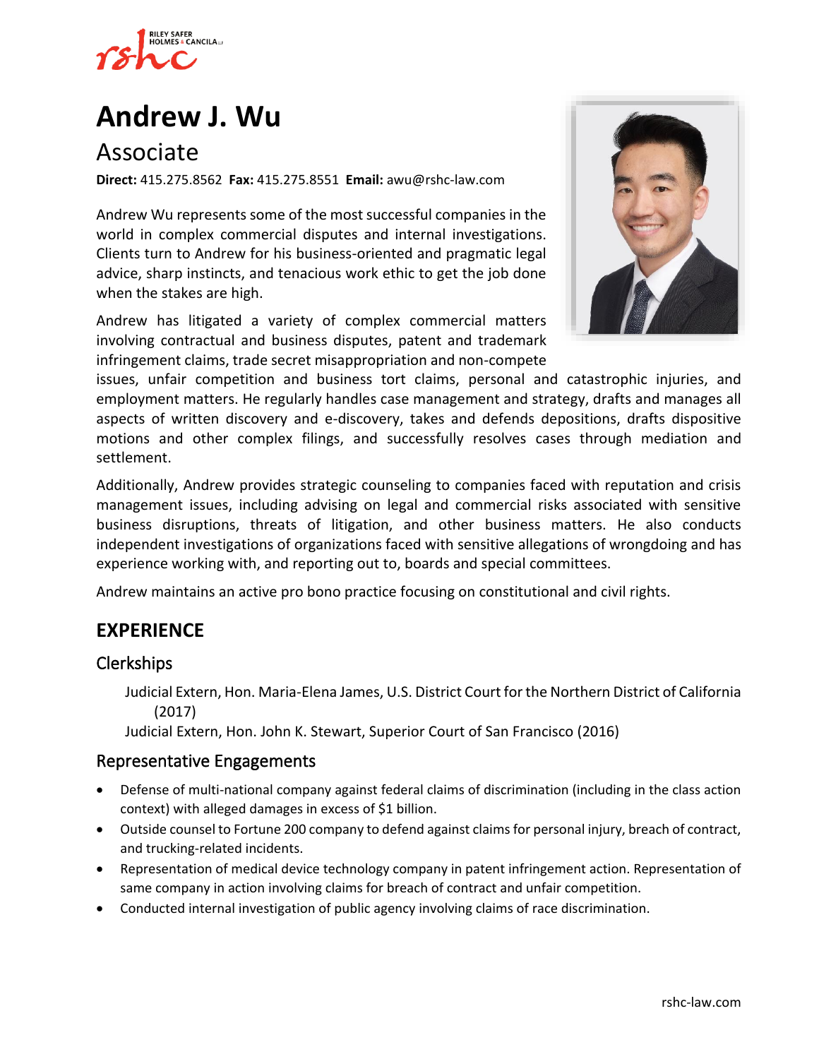# Andrew J. Wu

## Associate

**Direct:** 415.275.8562 **Fax:** 415.275.8551 **Email:** awu@rshc-law.com

Andrew Wu represents some of the most successful companies in the world in complex commercial disputes and internal investigations. Clients turn to Andrew for his business-oriented and pragmatic legal advice, sharp instincts, and tenacious work ethic to get the job done when the stakes are high.

Andrew has litigated a variety of complex commercial matters involving contractual and business disputes, patent and trademark infringement claims, trade secret misappropriation and non-compete issues, unfair competition and business tort claims, personal and catastrophic injuries, and employment matters. He regularly handles case management and strategy, drafts and manages all aspects of written discovery and e-discovery, takes and defends depositions, drafts dispositive motions and other complex filings, and successfully resolves cases through mediation and settlement.

Additionally, Andrew provides strategic counseling to companies faced with reputation and crisis management issues, including advising on legal and commercial risks associated with sensitive business disruptions, threats of litigation, and other business matters. He also conducts independent investigations of organizations faced with sensitive allegations of wrongdoing and has experience working with, and reporting out to, boards and special committees.

Andrew maintains an active pro bono practice focusing on constitutional and civil rights.

## EXPERIENCE

### Clerkships

Judicial Extern, Hon. Maria-Elena James, U.S. District Court for the Northern District of California (2017)

Judicial Extern, Hon. John K. Stewart, Superior Court of San Francisco (2016)

### Representative Engagements

- Defense of multi-national company against federal claims of discrimination (including in the class action context) with alleged damages in excess of $1 billion.
- Outside counsel to Fortune 200 company to defend against claims for personal injury, breach of contract, and trucking-related incidents.
- Representation of medical device technology company in patent infringement action. Representation of same company in action involving claims for breach of contract and unfair competition.
- Conducted internal investigation of public agency involving claims of race discrimination.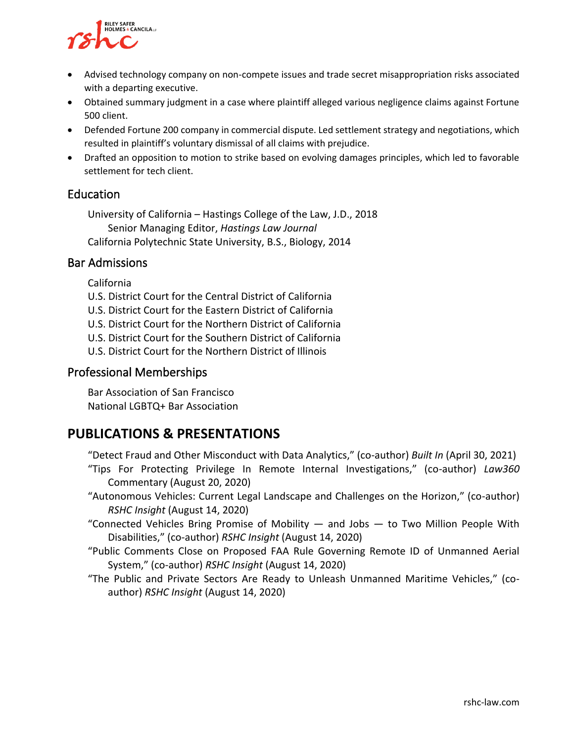- Advised technology company on non-compete issues and trade secret misappropriation risks associated with a departing executive.
- Obtained summary judgment in a case where plaintiff alleged various negligence claims against Fortune 500 client.
- Defended Fortune 200 company in commercial dispute. Led settlement strategy and negotiations, which resulted in plaintiff's voluntary dismissal of all claims with prejudice.
- Drafted an opposition to motion to strike based on evolving damages principles, which led to favorable settlement for tech client.

## Education

University of California – Hastings College of the Law, J.D., 2018
Senior Managing Editor, *Hastings Law Journal*
California Polytechnic State University, B.S., Biology, 2014

## Bar Admissions

California
U.S. District Court for the Central District of California
U.S. District Court for the Eastern District of California
U.S. District Court for the Northern District of California
U.S. District Court for the Southern District of California
U.S. District Court for the Northern District of Illinois

## Professional Memberships

Bar Association of San Francisco
National LGBTQ+ Bar Association

# PUBLICATIONS & PRESENTATIONS

"Detect Fraud and Other Misconduct with Data Analytics," (co-author) *Built In* (April 30, 2021)

"Tips For Protecting Privilege In Remote Internal Investigations," (co-author) *Law360* Commentary (August 20, 2020)

"Autonomous Vehicles: Current Legal Landscape and Challenges on the Horizon," (co-author) *RSHC Insight* (August 14, 2020)

"Connected Vehicles Bring Promise of Mobility — and Jobs — to Two Million People With Disabilities," (co-author) *RSHC Insight* (August 14, 2020)

"Public Comments Close on Proposed FAA Rule Governing Remote ID of Unmanned Aerial System," (co-author) *RSHC Insight* (August 14, 2020)

"The Public and Private Sectors Are Ready to Unleash Unmanned Maritime Vehicles," (co-author) *RSHC Insight* (August 14, 2020)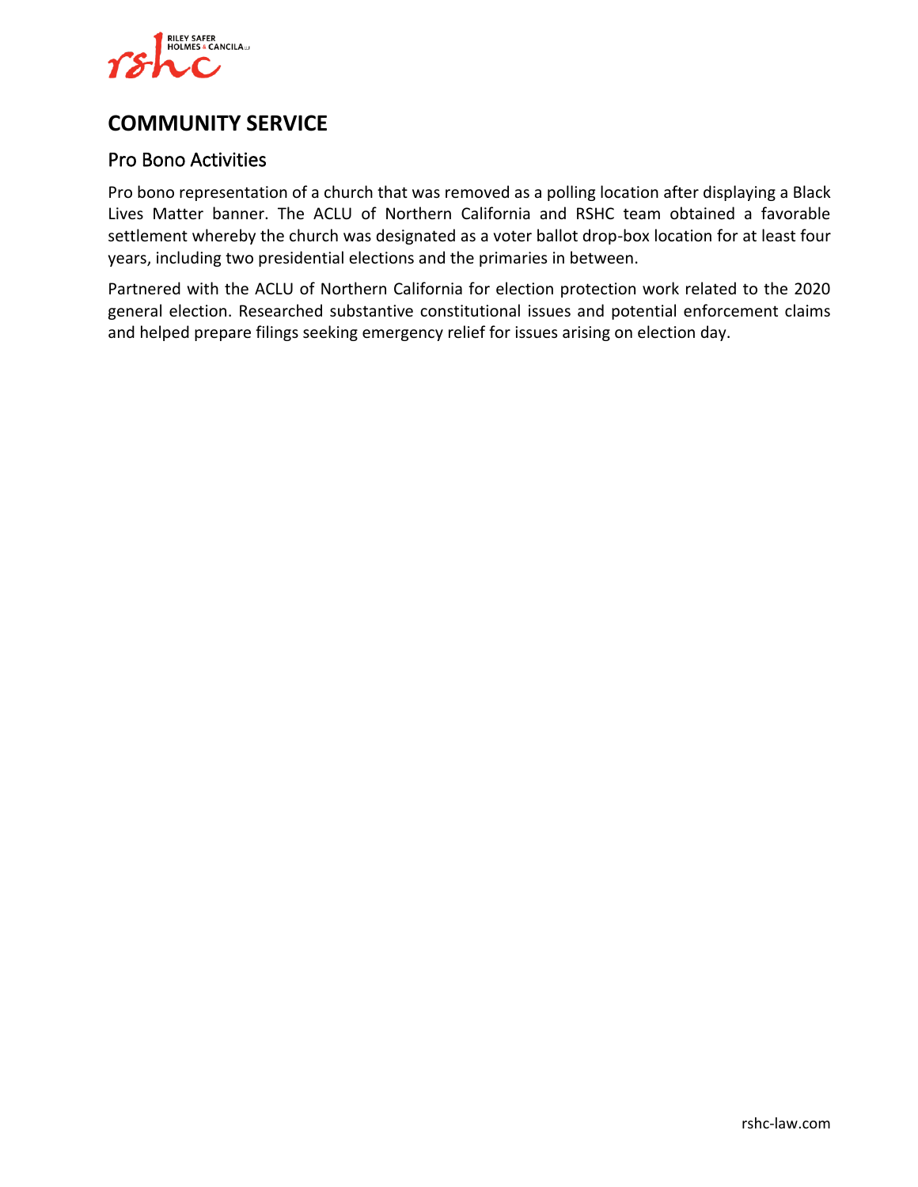## COMMUNITY SERVICE

### Pro Bono Activities

Pro bono representation of a church that was removed as a polling location after displaying a Black Lives Matter banner. The ACLU of Northern California and RSHC team obtained a favorable settlement whereby the church was designated as a voter ballot drop-box location for at least four years, including two presidential elections and the primaries in between.

Partnered with the ACLU of Northern California for election protection work related to the 2020 general election. Researched substantive constitutional issues and potential enforcement claims and helped prepare filings seeking emergency relief for issues arising on election day.